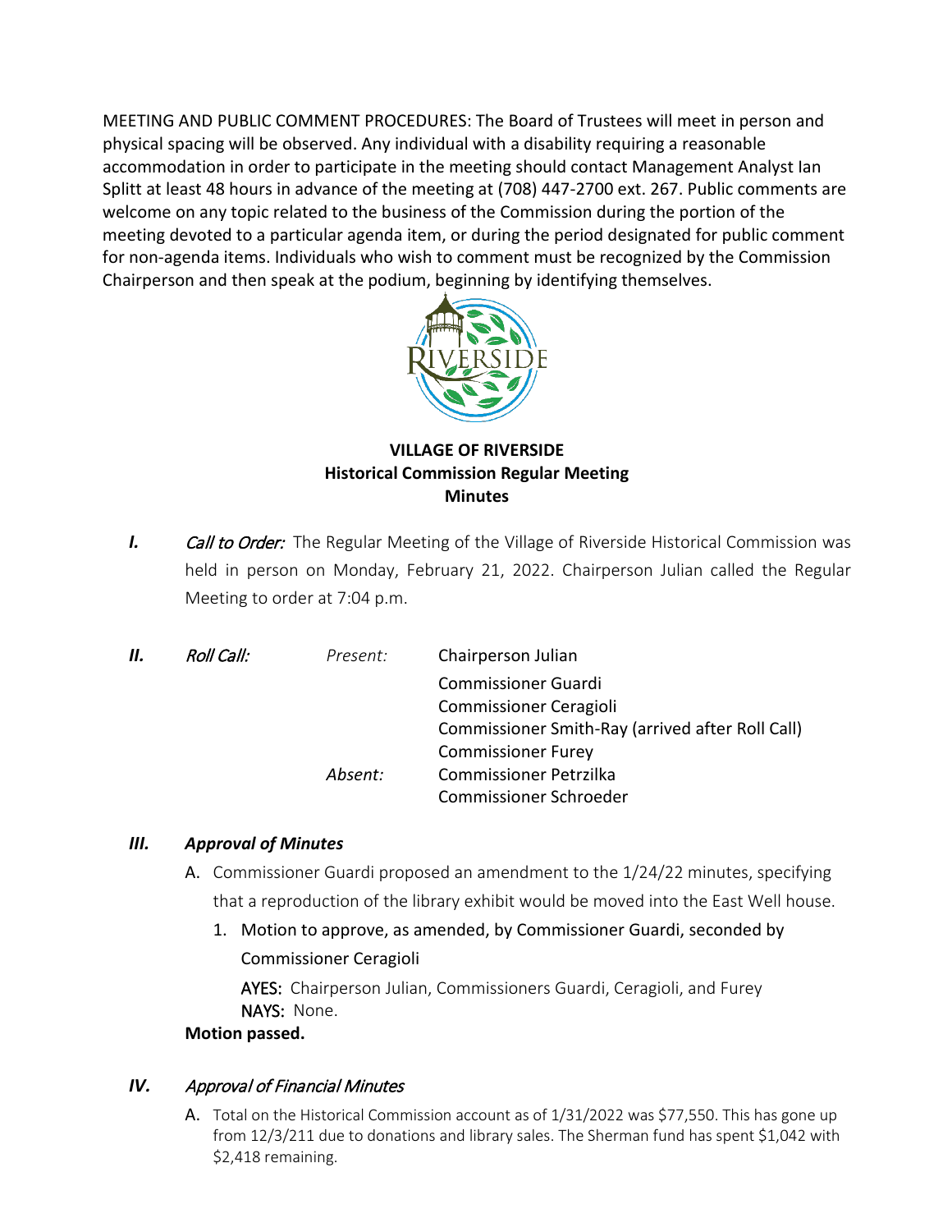MEETING AND PUBLIC COMMENT PROCEDURES: The Board of Trustees will meet in person and physical spacing will be observed. Any individual with a disability requiring a reasonable accommodation in order to participate in the meeting should contact Management Analyst Ian Splitt at least 48 hours in advance of the meeting at (708) 447-2700 ext. 267. Public comments are welcome on any topic related to the business of the Commission during the portion of the meeting devoted to a particular agenda item, or during the period designated for public comment for non-agenda items. Individuals who wish to comment must be recognized by the Commission Chairperson and then speak at the podium, beginning by identifying themselves.

**VILLAGE OF RIVERSIDE**
**Historical Commission Regular Meeting**
**Minutes**

***I.*** *Call to Order:* The Regular Meeting of the Village of Riverside Historical Commission was held in person on Monday, February 21, 2022. Chairperson Julian called the Regular Meeting to order at 7:04 p.m.

***II.*** *Roll Call:*

*Present:*
- Chairperson Julian
- Commissioner Guardi
- Commissioner Ceragioli
- Commissioner Smith-Ray (arrived after Roll Call)
- Commissioner Furey

*Absent:*
- Commissioner Petrzilka
- Commissioner Schroeder

### *III. Approval of Minutes*

A. Commissioner Guardi proposed an amendment to the 1/24/22 minutes, specifying that a reproduction of the library exhibit would be moved into the East Well house.

1. Motion to approve, as amended, by Commissioner Guardi, seconded by Commissioner Ceragioli

   AYES: Chairperson Julian, Commissioners Guardi, Ceragioli, and Furey
   NAYS: None.

**Motion passed.**

### *IV. Approval of Financial Minutes*

A. Total on the Historical Commission account as of 1/31/2022 was $77,550. This has gone up from 12/3/211 due to donations and library sales. The Sherman fund has spent $1,042 with $2,418 remaining.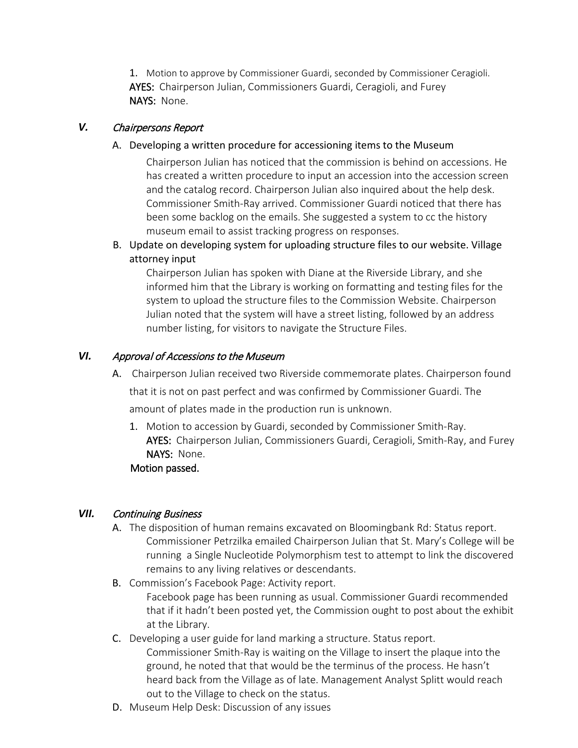1. Motion to approve by Commissioner Guardi, seconded by Commissioner Ceragioli.
   **AYES:** Chairperson Julian, Commissioners Guardi, Ceragioli, and Furey
   **NAYS:** None.

## *V. Chairpersons Report*

A. Developing a written procedure for accessioning items to the Museum

   Chairperson Julian has noticed that the commission is behind on accessions. He has created a written procedure to input an accession into the accession screen and the catalog record. Chairperson Julian also inquired about the help desk. Commissioner Smith-Ray arrived. Commissioner Guardi noticed that there has been some backlog on the emails. She suggested a system to cc the history museum email to assist tracking progress on responses.

B. Update on developing system for uploading structure files to our website. Village attorney input

   Chairperson Julian has spoken with Diane at the Riverside Library, and she informed him that the Library is working on formatting and testing files for the system to upload the structure files to the Commission Website. Chairperson Julian noted that the system will have a street listing, followed by an address number listing, for visitors to navigate the Structure Files.

## *VI. Approval of Accessions to the Museum*

A. Chairperson Julian received two Riverside commemorate plates. Chairperson found that it is not on past perfect and was confirmed by Commissioner Guardi. The amount of plates made in the production run is unknown.

   1. Motion to accession by Guardi, seconded by Commissioner Smith-Ray.
      **AYES:** Chairperson Julian, Commissioners Guardi, Ceragioli, Smith-Ray, and Furey
      **NAYS:** None.

   **Motion passed.**

## *VII. Continuing Business*

A. The disposition of human remains excavated on Bloomingbank Rd: Status report.

   Commissioner Petrzilka emailed Chairperson Julian that St. Mary's College will be running a Single Nucleotide Polymorphism test to attempt to link the discovered remains to any living relatives or descendants.

B. Commission's Facebook Page: Activity report.

   Facebook page has been running as usual. Commissioner Guardi recommended that if it hadn't been posted yet, the Commission ought to post about the exhibit at the Library.

C. Developing a user guide for land marking a structure. Status report.

   Commissioner Smith-Ray is waiting on the Village to insert the plaque into the ground, he noted that that would be the terminus of the process. He hasn't heard back from the Village as of late. Management Analyst Splitt would reach out to the Village to check on the status.

D. Museum Help Desk: Discussion of any issues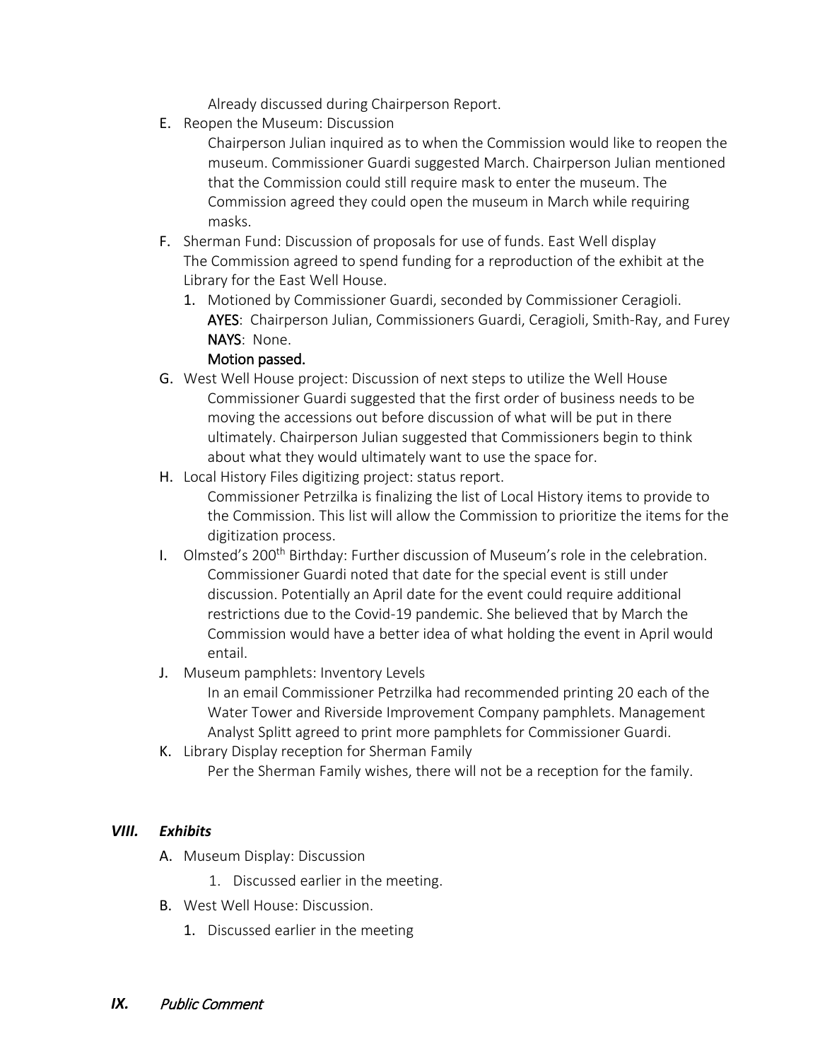Already discussed during Chairperson Report.

E. Reopen the Museum: Discussion

Chairperson Julian inquired as to when the Commission would like to reopen the museum. Commissioner Guardi suggested March. Chairperson Julian mentioned that the Commission could still require mask to enter the museum. The Commission agreed they could open the museum in March while requiring masks.

F. Sherman Fund: Discussion of proposals for use of funds. East Well display

The Commission agreed to spend funding for a reproduction of the exhibit at the Library for the East Well House.

1. Motioned by Commissioner Guardi, seconded by Commissioner Ceragioli.
   **AYES**: Chairperson Julian, Commissioners Guardi, Ceragioli, Smith-Ray, and Furey
   **NAYS**: None.
   **Motion passed.**

G. West Well House project: Discussion of next steps to utilize the Well House

Commissioner Guardi suggested that the first order of business needs to be moving the accessions out before discussion of what will be put in there ultimately. Chairperson Julian suggested that Commissioners begin to think about what they would ultimately want to use the space for.

H. Local History Files digitizing project: status report.

Commissioner Petrzilka is finalizing the list of Local History items to provide to the Commission. This list will allow the Commission to prioritize the items for the digitization process.

I. Olmsted's 200th Birthday: Further discussion of Museum's role in the celebration.

Commissioner Guardi noted that date for the special event is still under discussion. Potentially an April date for the event could require additional restrictions due to the Covid-19 pandemic. She believed that by March the Commission would have a better idea of what holding the event in April would entail.

J. Museum pamphlets: Inventory Levels

In an email Commissioner Petrzilka had recommended printing 20 each of the Water Tower and Riverside Improvement Company pamphlets. Management Analyst Splitt agreed to print more pamphlets for Commissioner Guardi.

K. Library Display reception for Sherman Family

Per the Sherman Family wishes, there will not be a reception for the family.

## *VIII. Exhibits*

A. Museum Display: Discussion

1. Discussed earlier in the meeting.

B. West Well House: Discussion.

1. Discussed earlier in the meeting

## *IX. Public Comment*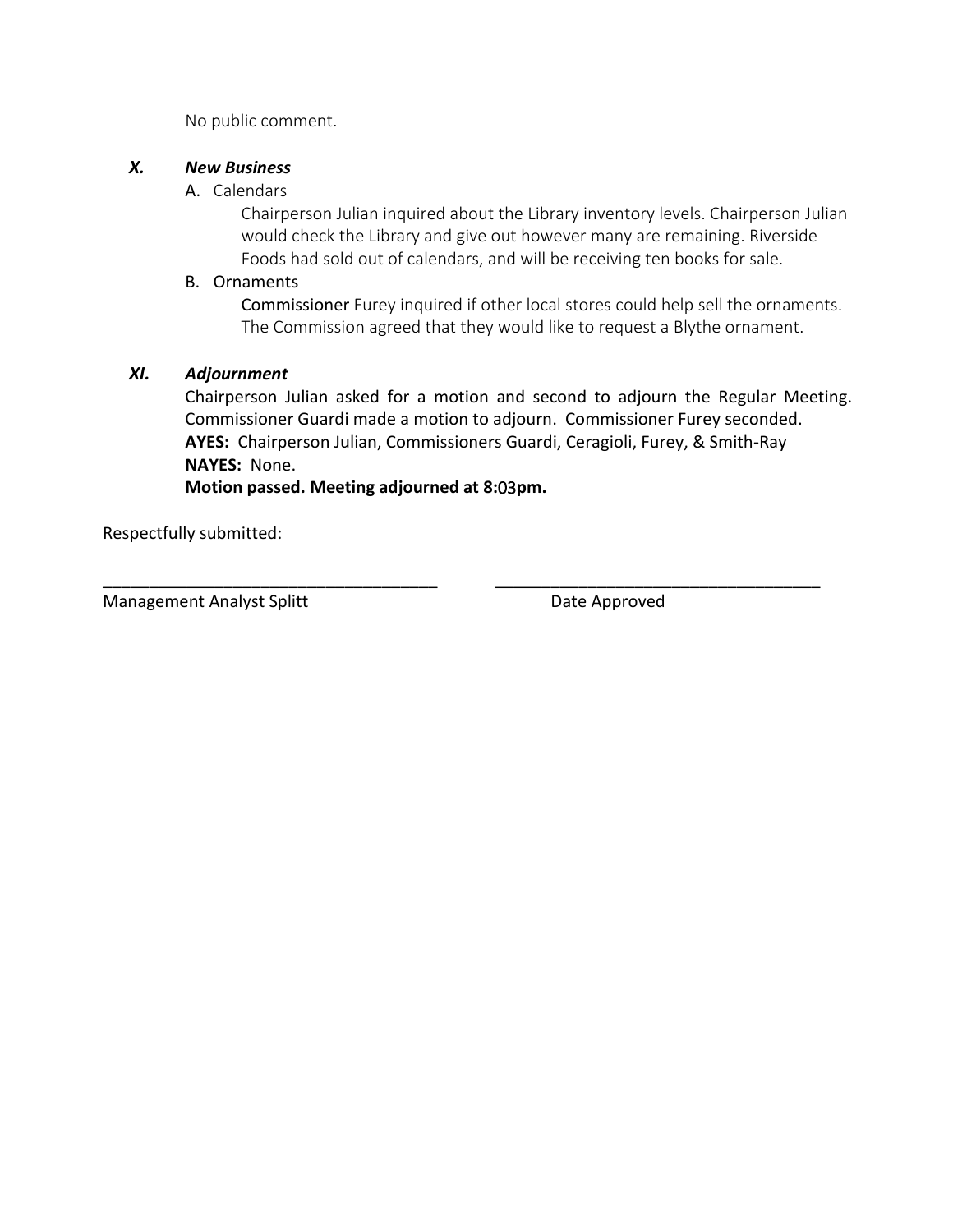No public comment.

## *X. New Business*

A. Calendars

Chairperson Julian inquired about the Library inventory levels. Chairperson Julian would check the Library and give out however many are remaining. Riverside Foods had sold out of calendars, and will be receiving ten books for sale.

B. Ornaments

Commissioner Furey inquired if other local stores could help sell the ornaments. The Commission agreed that they would like to request a Blythe ornament.

## *XI. Adjournment*

Chairperson Julian asked for a motion and second to adjourn the Regular Meeting. Commissioner Guardi made a motion to adjourn. Commissioner Furey seconded.
**AYES:** Chairperson Julian, Commissioners Guardi, Ceragioli, Furey, & Smith-Ray
**NAYES:** None.
**Motion passed. Meeting adjourned at 8:03pm.**

Respectfully submitted:

____________________________________ ____________________________________
Management Analyst Splitt Date Approved